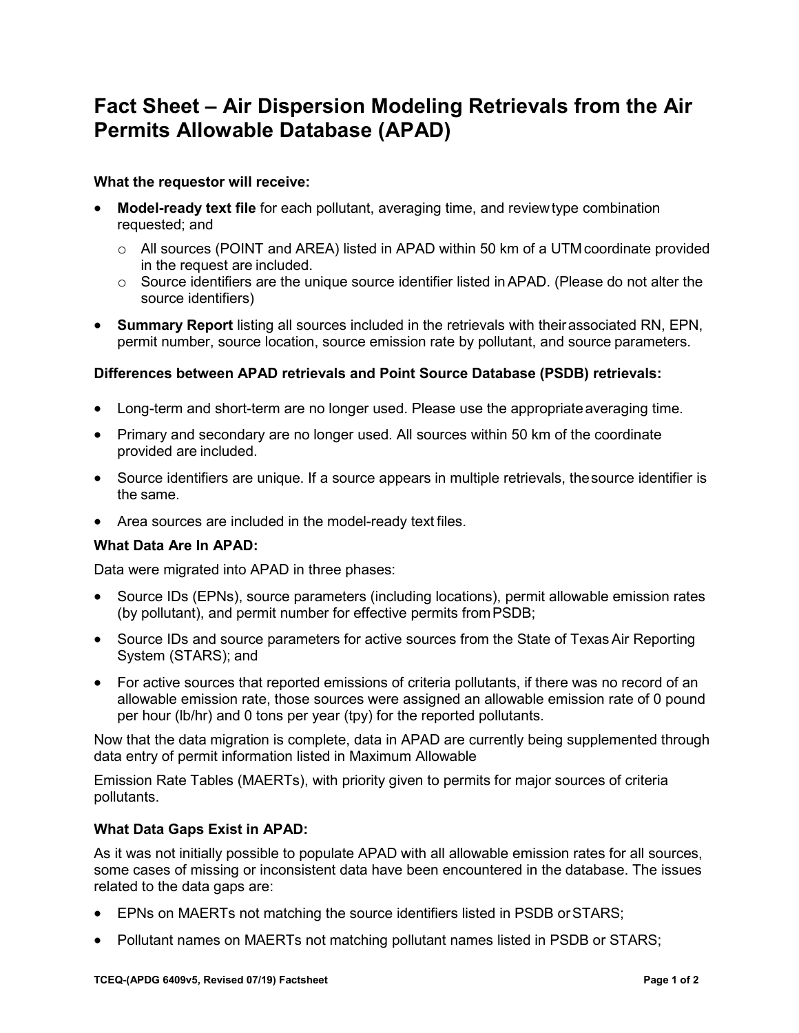# Fact Sheet – Air Dispersion Modeling Retrievals from the Air Permits Allowable Database (APAD)

**What the requestor will receive:**

- **Model-ready text file** for each pollutant, averaging time, and review type combination requested; and
  - All sources (POINT and AREA) listed in APAD within 50 km of a UTM coordinate provided in the request are included.
  - Source identifiers are the unique source identifier listed in APAD. (Please do not alter the source identifiers)
- **Summary Report** listing all sources included in the retrievals with their associated RN, EPN, permit number, source location, source emission rate by pollutant, and source parameters.

**Differences between APAD retrievals and Point Source Database (PSDB) retrievals:**

- Long-term and short-term are no longer used. Please use the appropriate averaging time.
- Primary and secondary are no longer used. All sources within 50 km of the coordinate provided are included.
- Source identifiers are unique. If a source appears in multiple retrievals, the source identifier is the same.
- Area sources are included in the model-ready text files.

**What Data Are In APAD:**

Data were migrated into APAD in three phases:

- Source IDs (EPNs), source parameters (including locations), permit allowable emission rates (by pollutant), and permit number for effective permits from PSDB;
- Source IDs and source parameters for active sources from the State of Texas Air Reporting System (STARS); and
- For active sources that reported emissions of criteria pollutants, if there was no record of an allowable emission rate, those sources were assigned an allowable emission rate of 0 pound per hour (lb/hr) and 0 tons per year (tpy) for the reported pollutants.

Now that the data migration is complete, data in APAD are currently being supplemented through data entry of permit information listed in Maximum Allowable

Emission Rate Tables (MAERTs), with priority given to permits for major sources of criteria pollutants.

**What Data Gaps Exist in APAD:**

As it was not initially possible to populate APAD with all allowable emission rates for all sources, some cases of missing or inconsistent data have been encountered in the database. The issues related to the data gaps are:

- EPNs on MAERTs not matching the source identifiers listed in PSDB or STARS;
- Pollutant names on MAERTs not matching pollutant names listed in PSDB or STARS;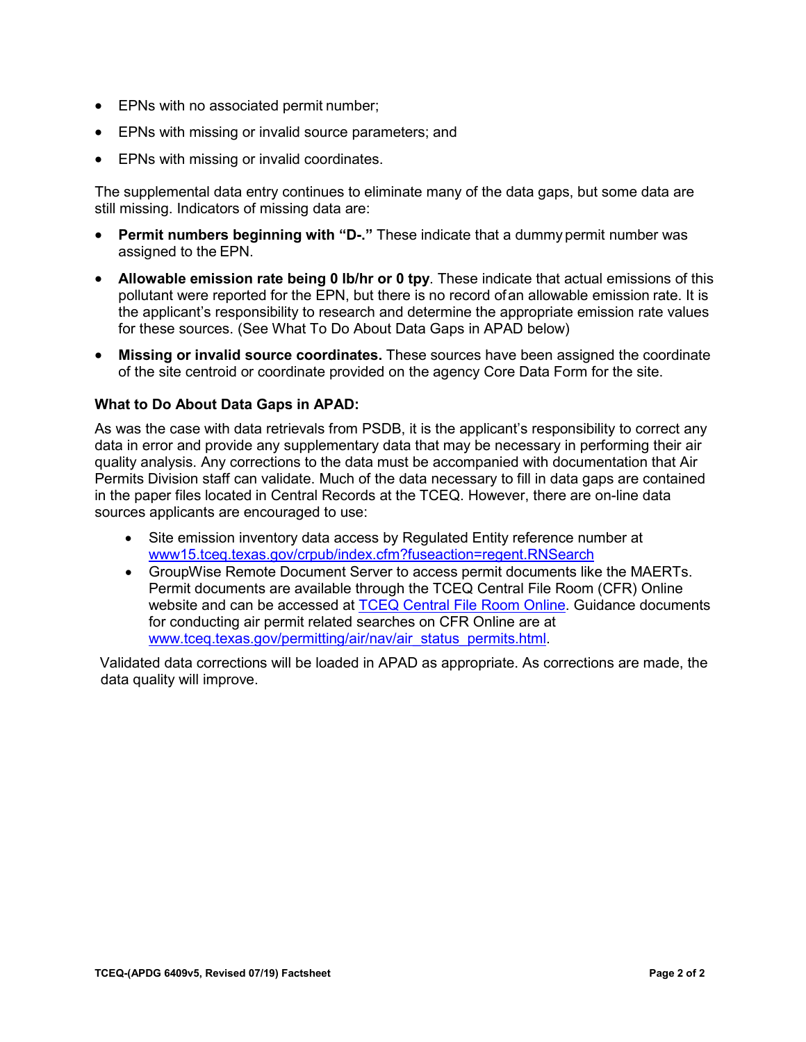- EPNs with no associated permit number;
- EPNs with missing or invalid source parameters; and
- EPNs with missing or invalid coordinates.

The supplemental data entry continues to eliminate many of the data gaps, but some data are still missing. Indicators of missing data are:

- **Permit numbers beginning with "D-."** These indicate that a dummy permit number was assigned to the EPN.
- **Allowable emission rate being 0 lb/hr or 0 tpy**. These indicate that actual emissions of this pollutant were reported for the EPN, but there is no record of an allowable emission rate. It is the applicant's responsibility to research and determine the appropriate emission rate values for these sources. (See What To Do About Data Gaps in APAD below)
- **Missing or invalid source coordinates.** These sources have been assigned the coordinate of the site centroid or coordinate provided on the agency Core Data Form for the site.

**What to Do About Data Gaps in APAD:**

As was the case with data retrievals from PSDB, it is the applicant's responsibility to correct any data in error and provide any supplementary data that may be necessary in performing their air quality analysis. Any corrections to the data must be accompanied with documentation that Air Permits Division staff can validate. Much of the data necessary to fill in data gaps are contained in the paper files located in Central Records at the TCEQ. However, there are on-line data sources applicants are encouraged to use:

- Site emission inventory data access by Regulated Entity reference number at www15.tceq.texas.gov/crpub/index.cfm?fuseaction=regent.RNSearch
- GroupWise Remote Document Server to access permit documents like the MAERTs. Permit documents are available through the TCEQ Central File Room (CFR) Online website and can be accessed at TCEQ Central File Room Online. Guidance documents for conducting air permit related searches on CFR Online are at www.tceq.texas.gov/permitting/air/nav/air_status_permits.html.

Validated data corrections will be loaded in APAD as appropriate. As corrections are made, the data quality will improve.